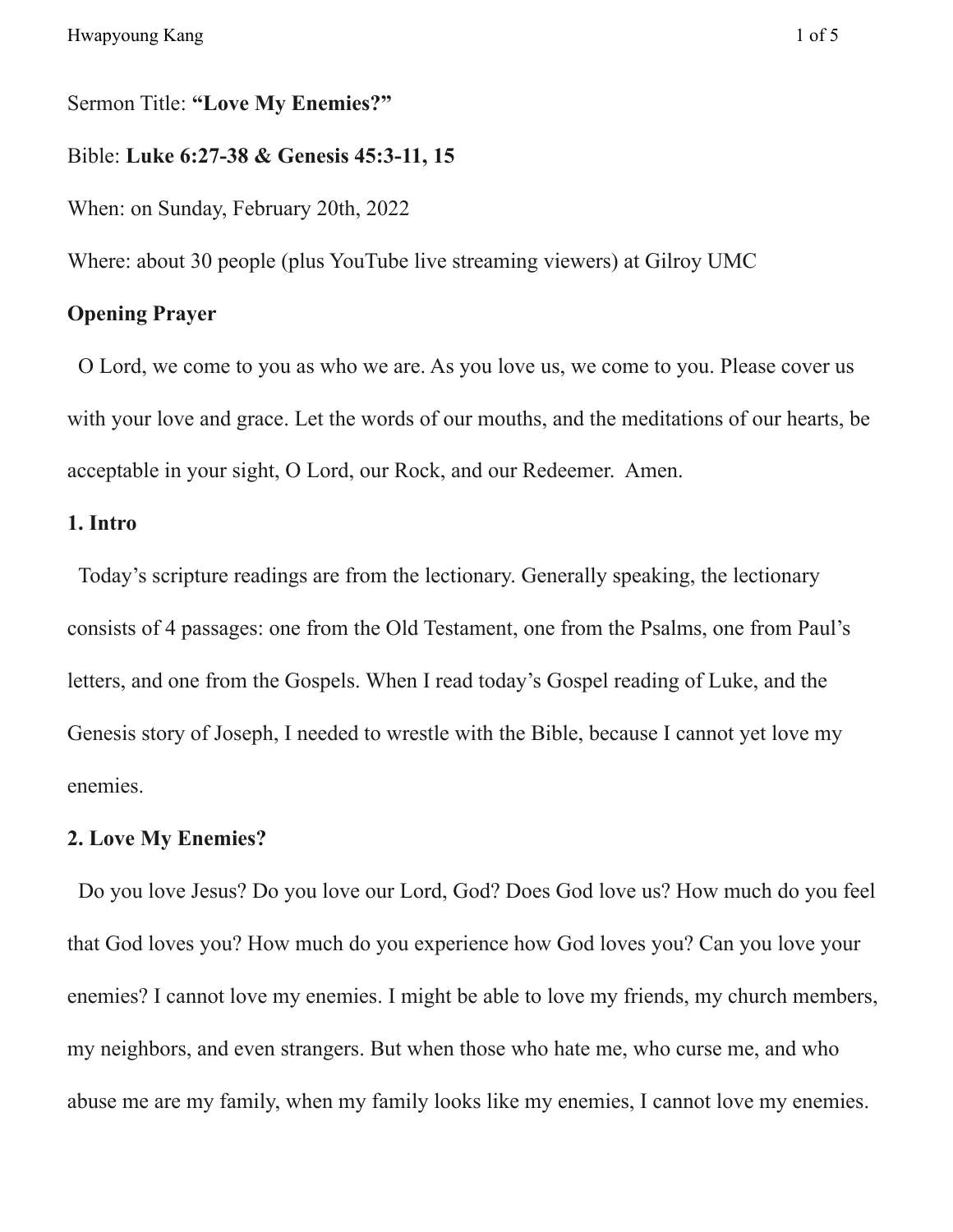Sermon Title: **"Love My Enemies?"**

Bible: **Luke 6:27-38 & Genesis 45:3-11, 15**

When: on Sunday, February 20th, 2022

Where: about 30 people (plus YouTube live streaming viewers) at Gilroy UMC

**Opening Prayer**

O Lord, we come to you as who we are. As you love us, we come to you. Please cover us with your love and grace. Let the words of our mouths, and the meditations of our hearts, be acceptable in your sight, O Lord, our Rock, and our Redeemer. Amen.

**1. Intro**

Today's scripture readings are from the lectionary. Generally speaking, the lectionary consists of 4 passages: one from the Old Testament, one from the Psalms, one from Paul's letters, and one from the Gospels. When I read today's Gospel reading of Luke, and the Genesis story of Joseph, I needed to wrestle with the Bible, because I cannot yet love my enemies.

**2. Love My Enemies?**

Do you love Jesus? Do you love our Lord, God? Does God love us? How much do you feel that God loves you? How much do you experience how God loves you? Can you love your enemies? I cannot love my enemies. I might be able to love my friends, my church members, my neighbors, and even strangers. But when those who hate me, who curse me, and who abuse me are my family, when my family looks like my enemies, I cannot love my enemies.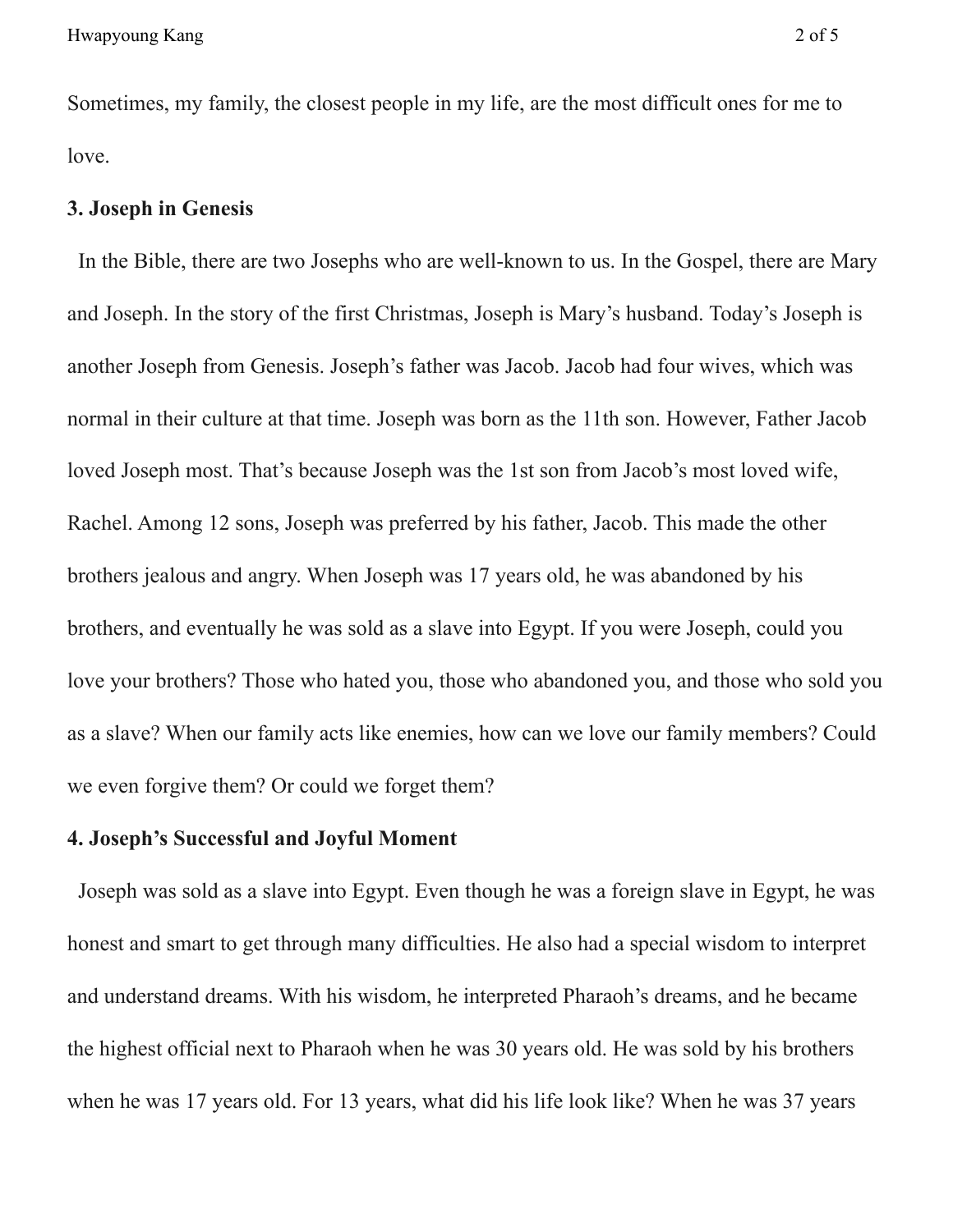Sometimes, my family, the closest people in my life, are the most difficult ones for me to love.

### 3. Joseph in Genesis

In the Bible, there are two Josephs who are well-known to us. In the Gospel, there are Mary and Joseph. In the story of the first Christmas, Joseph is Mary's husband. Today's Joseph is another Joseph from Genesis. Joseph's father was Jacob. Jacob had four wives, which was normal in their culture at that time. Joseph was born as the 11th son. However, Father Jacob loved Joseph most. That's because Joseph was the 1st son from Jacob's most loved wife, Rachel. Among 12 sons, Joseph was preferred by his father, Jacob. This made the other brothers jealous and angry. When Joseph was 17 years old, he was abandoned by his brothers, and eventually he was sold as a slave into Egypt. If you were Joseph, could you love your brothers? Those who hated you, those who abandoned you, and those who sold you as a slave? When our family acts like enemies, how can we love our family members? Could we even forgive them? Or could we forget them?

### 4. Joseph's Successful and Joyful Moment

Joseph was sold as a slave into Egypt. Even though he was a foreign slave in Egypt, he was honest and smart to get through many difficulties. He also had a special wisdom to interpret and understand dreams. With his wisdom, he interpreted Pharaoh's dreams, and he became the highest official next to Pharaoh when he was 30 years old. He was sold by his brothers when he was 17 years old. For 13 years, what did his life look like? When he was 37 years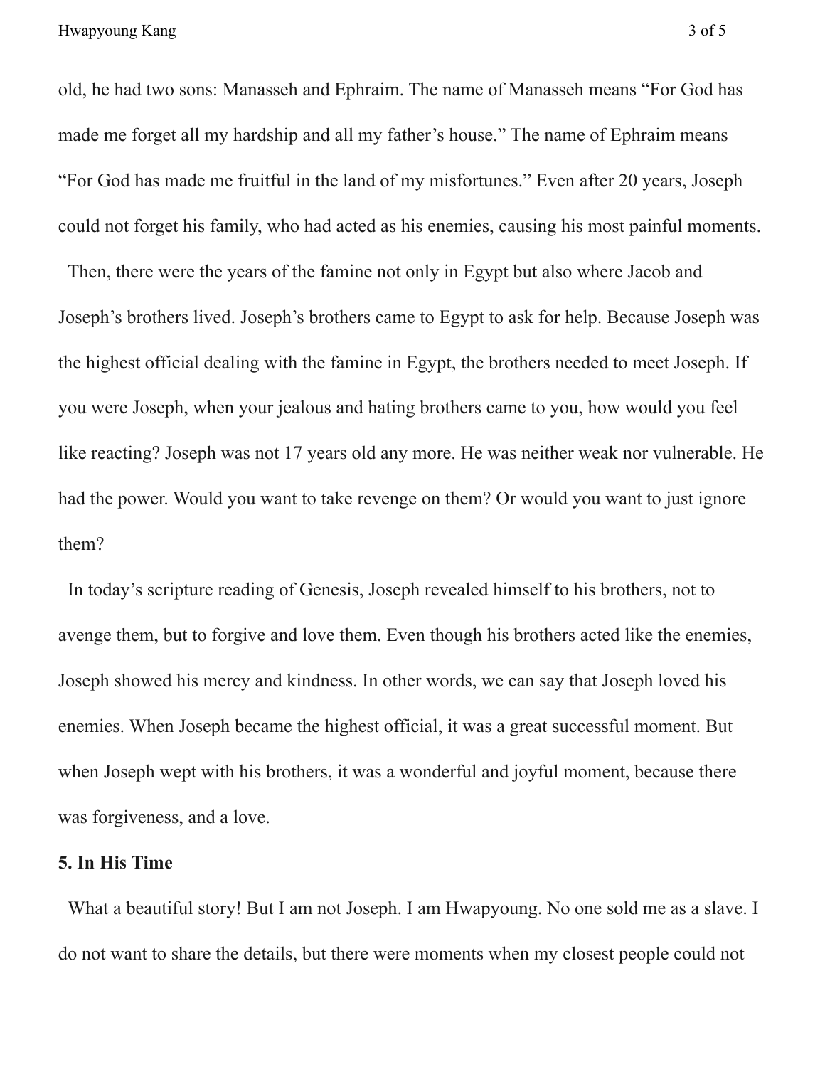old, he had two sons: Manasseh and Ephraim. The name of Manasseh means "For God has made me forget all my hardship and all my father's house." The name of Ephraim means "For God has made me fruitful in the land of my misfortunes." Even after 20 years, Joseph could not forget his family, who had acted as his enemies, causing his most painful moments.

Then, there were the years of the famine not only in Egypt but also where Jacob and Joseph's brothers lived. Joseph's brothers came to Egypt to ask for help. Because Joseph was the highest official dealing with the famine in Egypt, the brothers needed to meet Joseph. If you were Joseph, when your jealous and hating brothers came to you, how would you feel like reacting? Joseph was not 17 years old any more. He was neither weak nor vulnerable. He had the power. Would you want to take revenge on them? Or would you want to just ignore them?

In today's scripture reading of Genesis, Joseph revealed himself to his brothers, not to avenge them, but to forgive and love them. Even though his brothers acted like the enemies, Joseph showed his mercy and kindness. In other words, we can say that Joseph loved his enemies. When Joseph became the highest official, it was a great successful moment. But when Joseph wept with his brothers, it was a wonderful and joyful moment, because there was forgiveness, and a love.

**5. In His Time**

What a beautiful story! But I am not Joseph. I am Hwapyoung. No one sold me as a slave. I do not want to share the details, but there were moments when my closest people could not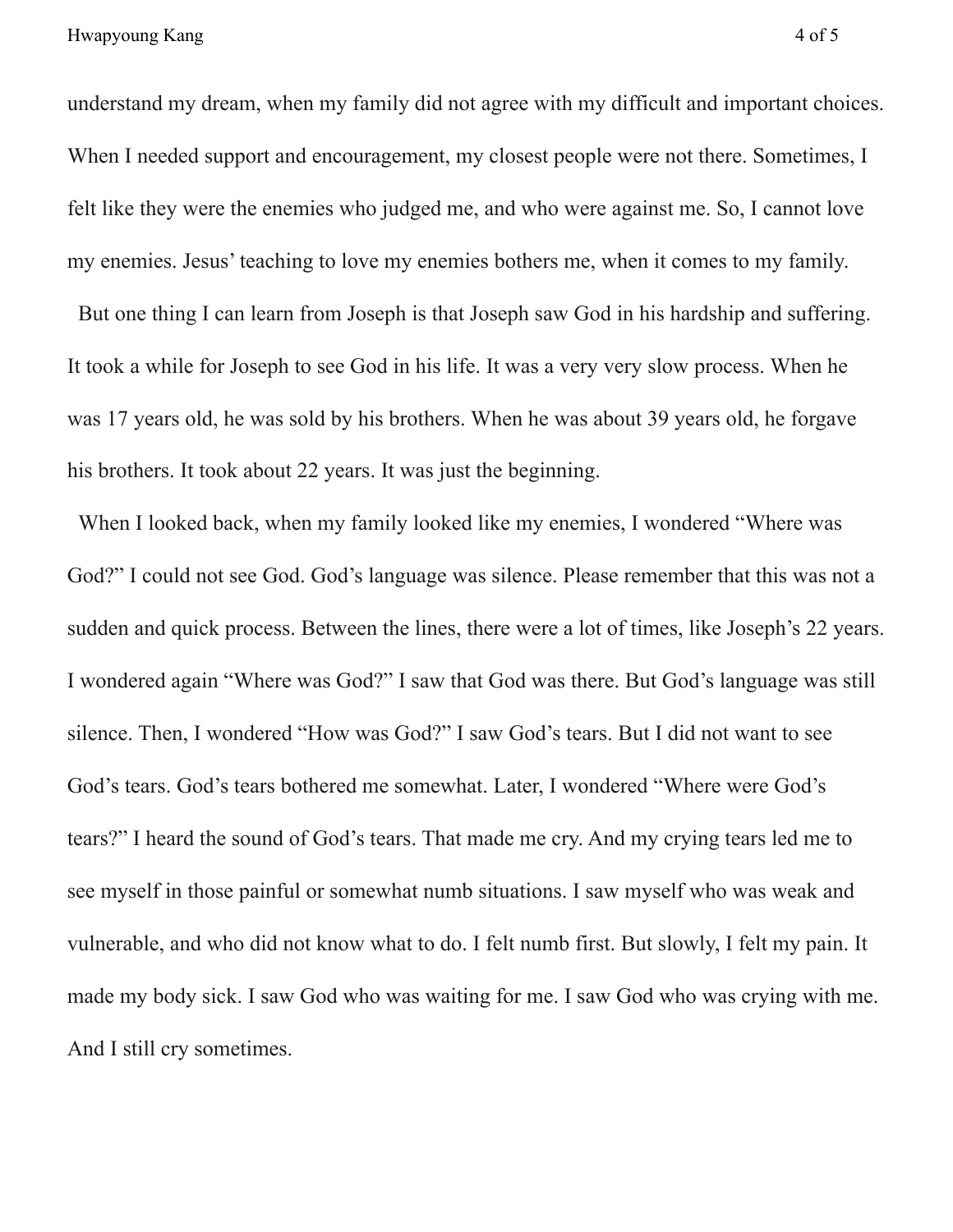understand my dream, when my family did not agree with my difficult and important choices. When I needed support and encouragement, my closest people were not there. Sometimes, I felt like they were the enemies who judged me, and who were against me. So, I cannot love my enemies. Jesus' teaching to love my enemies bothers me, when it comes to my family.

But one thing I can learn from Joseph is that Joseph saw God in his hardship and suffering. It took a while for Joseph to see God in his life. It was a very very slow process. When he was 17 years old, he was sold by his brothers. When he was about 39 years old, he forgave his brothers. It took about 22 years. It was just the beginning.

When I looked back, when my family looked like my enemies, I wondered "Where was God?" I could not see God. God's language was silence. Please remember that this was not a sudden and quick process. Between the lines, there were a lot of times, like Joseph's 22 years. I wondered again "Where was God?" I saw that God was there. But God's language was still silence. Then, I wondered "How was God?" I saw God's tears. But I did not want to see God's tears. God's tears bothered me somewhat. Later, I wondered "Where were God's tears?" I heard the sound of God's tears. That made me cry. And my crying tears led me to see myself in those painful or somewhat numb situations. I saw myself who was weak and vulnerable, and who did not know what to do. I felt numb first. But slowly, I felt my pain. It made my body sick. I saw God who was waiting for me. I saw God who was crying with me. And I still cry sometimes.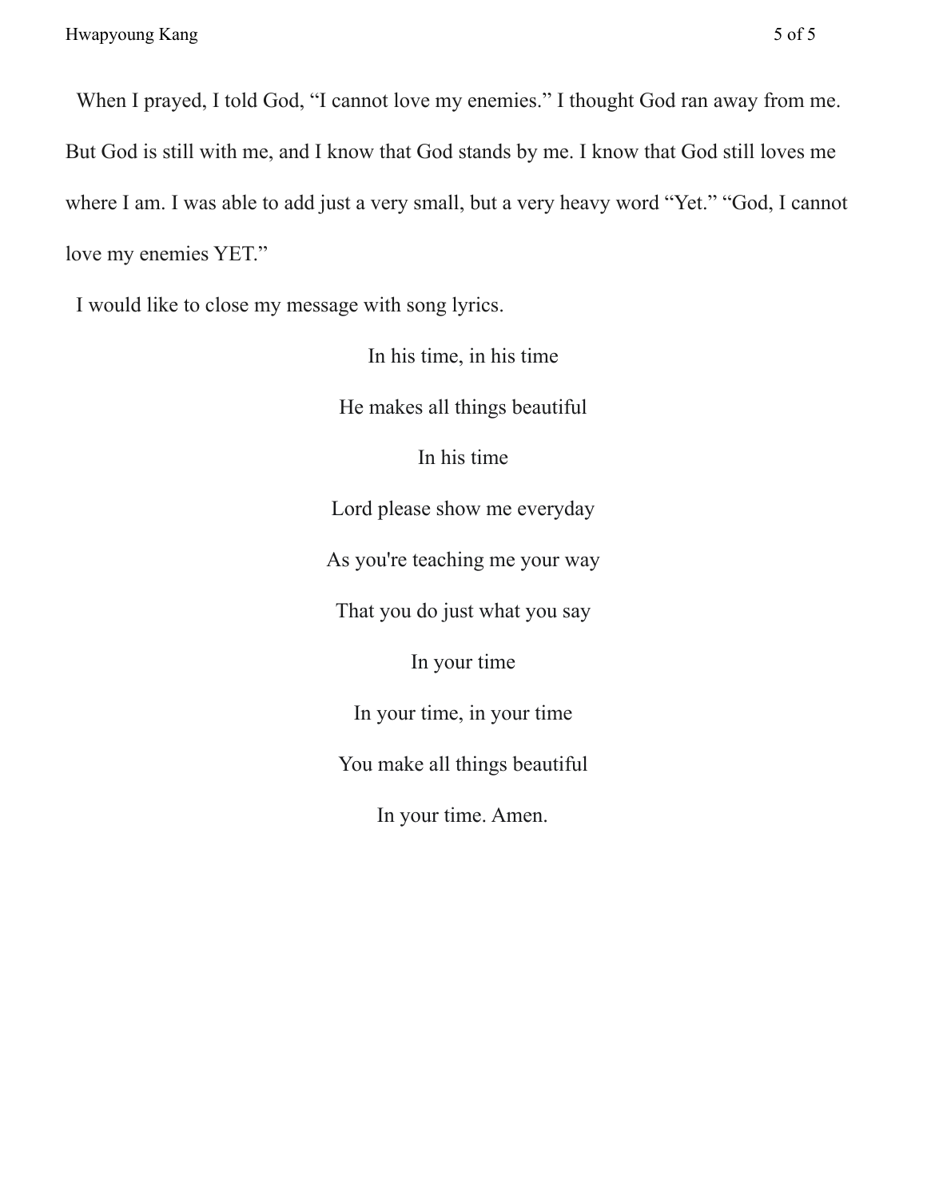When I prayed, I told God, “I cannot love my enemies.” I thought God ran away from me. But God is still with me, and I know that God stands by me. I know that God still loves me where I am. I was able to add just a very small, but a very heavy word “Yet.” “God, I cannot love my enemies YET.”

I would like to close my message with song lyrics.

In his time, in his time

He makes all things beautiful

In his time

Lord please show me everyday

As you're teaching me your way

That you do just what you say

In your time

In your time, in your time

You make all things beautiful

In your time. Amen.